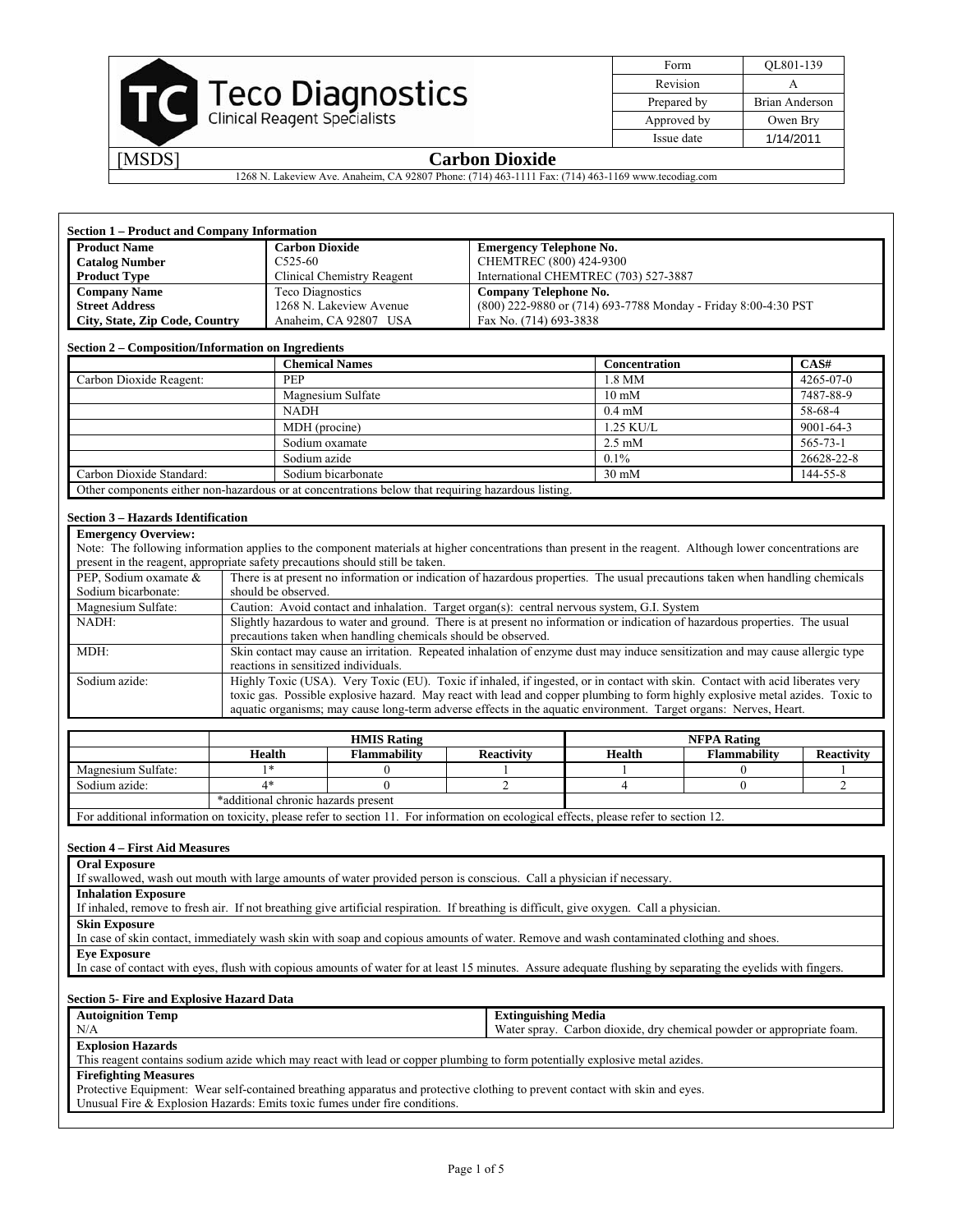| Teco Diagnostics Clinical Reagent Specialists | Form | QL801-139 |
|---|---|---|
| | Revision | A |
| | Prepared by | Brian Anderson |
| | Approved by | Owen Bry |
| | Issue date | 1/14/2011 |

[MSDS] **Carbon Dioxide**

1268 N. Lakeview Ave. Anaheim, CA 92807 Phone: (714) 463-1111 Fax: (714) 463-1169 www.tecodiag.com

### Section 1 – Product and Company Information

| | | |
|---|---|---|
| **Product Name** | **Carbon Dioxide** | **Emergency Telephone No.** |
| **Catalog Number** | C525-60 | CHEMTREC (800) 424-9300 |
| **Product Type** | Clinical Chemistry Reagent | International CHEMTREC (703) 527-3887 |
| **Company Name** | Teco Diagnostics | **Company Telephone No.** |
| **Street Address** | 1268 N. Lakeview Avenue | (800) 222-9880 or (714) 693-7788 Monday - Friday 8:00-4:30 PST |
| **City, State, Zip Code, Country** | Anaheim, CA 92807 USA | Fax No. (714) 693-3838 |

### Section 2 – Composition/Information on Ingredients

| | **Chemical Names** | **Concentration** | **CAS#** |
|---|---|---|---|
| Carbon Dioxide Reagent: | PEP | 1.8 MM | 4265-07-0 |
| | Magnesium Sulfate | 10 mM | 7487-88-9 |
| | NADH | 0.4 mM | 58-68-4 |
| | MDH (procine) | 1.25 KU/L | 9001-64-3 |
| | Sodium oxamate | 2.5 mM | 565-73-1 |
| | Sodium azide | 0.1% | 26628-22-8 |
| Carbon Dioxide Standard: | Sodium bicarbonate | 30 mM | 144-55-8 |
| Other components either non-hazardous or at concentrations below that requiring hazardous listing. | | | |

### Section 3 – Hazards Identification

**Emergency Overview:**

Note: The following information applies to the component materials at higher concentrations than present in the reagent. Although lower concentrations are present in the reagent, appropriate safety precautions should still be taken.

| | |
|---|---|
| PEP, Sodium oxamate & Sodium bicarbonate: | There is at present no information or indication of hazardous properties. The usual precautions taken when handling chemicals should be observed. |
| Magnesium Sulfate: | Caution: Avoid contact and inhalation. Target organ(s): central nervous system, G.I. System |
| NADH: | Slightly hazardous to water and ground. There is at present no information or indication of hazardous properties. The usual precautions taken when handling chemicals should be observed. |
| MDH: | Skin contact may cause an irritation. Repeated inhalation of enzyme dust may induce sensitization and may cause allergic type reactions in sensitized individuals. |
| Sodium azide: | Highly Toxic (USA). Very Toxic (EU). Toxic if inhaled, if ingested, or in contact with skin. Contact with acid liberates very toxic gas. Possible explosive hazard. May react with lead and copper plumbing to form highly explosive metal azides. Toxic to aquatic organisms; may cause long-term adverse effects in the aquatic environment. Target organs: Nerves, Heart. |

| | **HMIS Rating** | | | **NFPA Rating** | | |
|---|---|---|---|---|---|---|
| | **Health** | **Flammability** | **Reactivity** | **Health** | **Flammability** | **Reactivity** |
| Magnesium Sulfate: | 1* | 0 | 1 | 1 | 0 | 1 |
| Sodium azide: | 4* | 0 | 2 | 4 | 0 | 2 |
| | *additional chronic hazards present | | | | | |

For additional information on toxicity, please refer to section 11. For information on ecological effects, please refer to section 12.

### Section 4 – First Aid Measures

**Oral Exposure**

If swallowed, wash out mouth with large amounts of water provided person is conscious. Call a physician if necessary.

**Inhalation Exposure**

If inhaled, remove to fresh air. If not breathing give artificial respiration. If breathing is difficult, give oxygen. Call a physician.

**Skin Exposure**

In case of skin contact, immediately wash skin with soap and copious amounts of water. Remove and wash contaminated clothing and shoes.

**Eye Exposure**

In case of contact with eyes, flush with copious amounts of water for at least 15 minutes. Assure adequate flushing by separating the eyelids with fingers.

### Section 5- Fire and Explosive Hazard Data

| **Autoignition Temp** | **Extinguishing Media** |
|---|---|
| N/A | Water spray. Carbon dioxide, dry chemical powder or appropriate foam. |

**Explosion Hazards**

This reagent contains sodium azide which may react with lead or copper plumbing to form potentially explosive metal azides.

**Firefighting Measures**

Protective Equipment: Wear self-contained breathing apparatus and protective clothing to prevent contact with skin and eyes.

Unusual Fire & Explosion Hazards: Emits toxic fumes under fire conditions.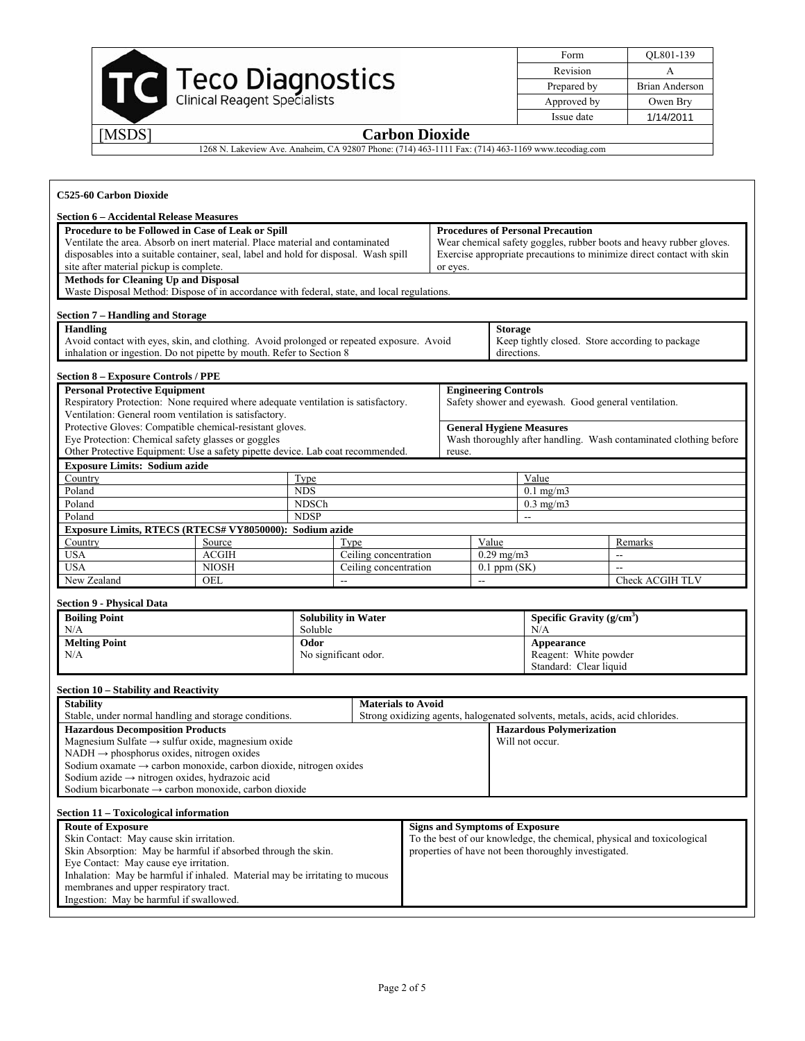| Form | QL801-139 |
|---|---|
| Revision | A |
| Prepared by | Brian Anderson |
| Approved by | Owen Bry |
| Issue date | 1/14/2011 |

**Teco Diagnostics** Clinical Reagent Specialists

[MSDS] **Carbon Dioxide**

1268 N. Lakeview Ave. Anaheim, CA 92807 Phone: (714) 463-1111 Fax: (714) 463-1169 www.tecodiag.com

**C525-60 Carbon Dioxide**

### Section 6 – Accidental Release Measures

**Procedure to be Followed in Case of Leak or Spill**
Ventilate the area. Absorb on inert material. Place material and contaminated disposables into a suitable container, seal, label and hold for disposal. Wash spill site after material pickup is complete.

**Procedures of Personal Precaution**
Wear chemical safety goggles, rubber boots and heavy rubber gloves. Exercise appropriate precautions to minimize direct contact with skin or eyes.

**Methods for Cleaning Up and Disposal**
Waste Disposal Method: Dispose of in accordance with federal, state, and local regulations.

### Section 7 – Handling and Storage

**Handling**
Avoid contact with eyes, skin, and clothing. Avoid prolonged or repeated exposure. Avoid inhalation or ingestion. Do not pipette by mouth. Refer to Section 8

**Storage**
Keep tightly closed. Store according to package directions.

### Section 8 – Exposure Controls / PPE

**Personal Protective Equipment**
Respiratory Protection: None required where adequate ventilation is satisfactory.
Ventilation: General room ventilation is satisfactory.
Protective Gloves: Compatible chemical-resistant gloves.
Eye Protection: Chemical safety glasses or goggles
Other Protective Equipment: Use a safety pipette device. Lab coat recommended.

**Engineering Controls**
Safety shower and eyewash. Good general ventilation.

**General Hygiene Measures**
Wash thoroughly after handling. Wash contaminated clothing before reuse.

**Exposure Limits: Sodium azide**

| Country | Type | Value |
|---|---|---|
| Poland | NDS | 0.1 mg/m3 |
| Poland | NDSCh | 0.3 mg/m3 |
| Poland | NDSP | -- |

**Exposure Limits, RTECS (RTECS# VY8050000): Sodium azide**

| Country | Source | Type | Value | Remarks |
|---|---|---|---|---|
| USA | ACGIH | Ceiling concentration | 0.29 mg/m3 | -- |
| USA | NIOSH | Ceiling concentration | 0.1 ppm (SK) | -- |
| New Zealand | OEL | -- | -- | Check ACGIH TLV |

### Section 9 - Physical Data

| **Boiling Point** | **Solubility in Water** | **Specific Gravity (g/cm$^3$)** |
|---|---|---|
| N/A | Soluble | N/A |
| **Melting Point** | **Odor** | **Appearance** |
| N/A | No significant odor. | Reagent: White powder<br>Standard: Clear liquid |

### Section 10 – Stability and Reactivity

**Stability**
Stable, under normal handling and storage conditions.

**Materials to Avoid**
Strong oxidizing agents, halogenated solvents, metals, acids, acid chlorides.

**Hazardous Decomposition Products**
Magnesium Sulfate → sulfur oxide, magnesium oxide
NADH → phosphorus oxides, nitrogen oxides
Sodium oxamate → carbon monoxide, carbon dioxide, nitrogen oxides
Sodium azide → nitrogen oxides, hydrazoic acid
Sodium bicarbonate → carbon monoxide, carbon dioxide

**Hazardous Polymerization**
Will not occur.

### Section 11 – Toxicological information

**Route of Exposure**
Skin Contact: May cause skin irritation.
Skin Absorption: May be harmful if absorbed through the skin.
Eye Contact: May cause eye irritation.
Inhalation: May be harmful if inhaled. Material may be irritating to mucous membranes and upper respiratory tract.
Ingestion: May be harmful if swallowed.

**Signs and Symptoms of Exposure**
To the best of our knowledge, the chemical, physical and toxicological properties of have not been thoroughly investigated.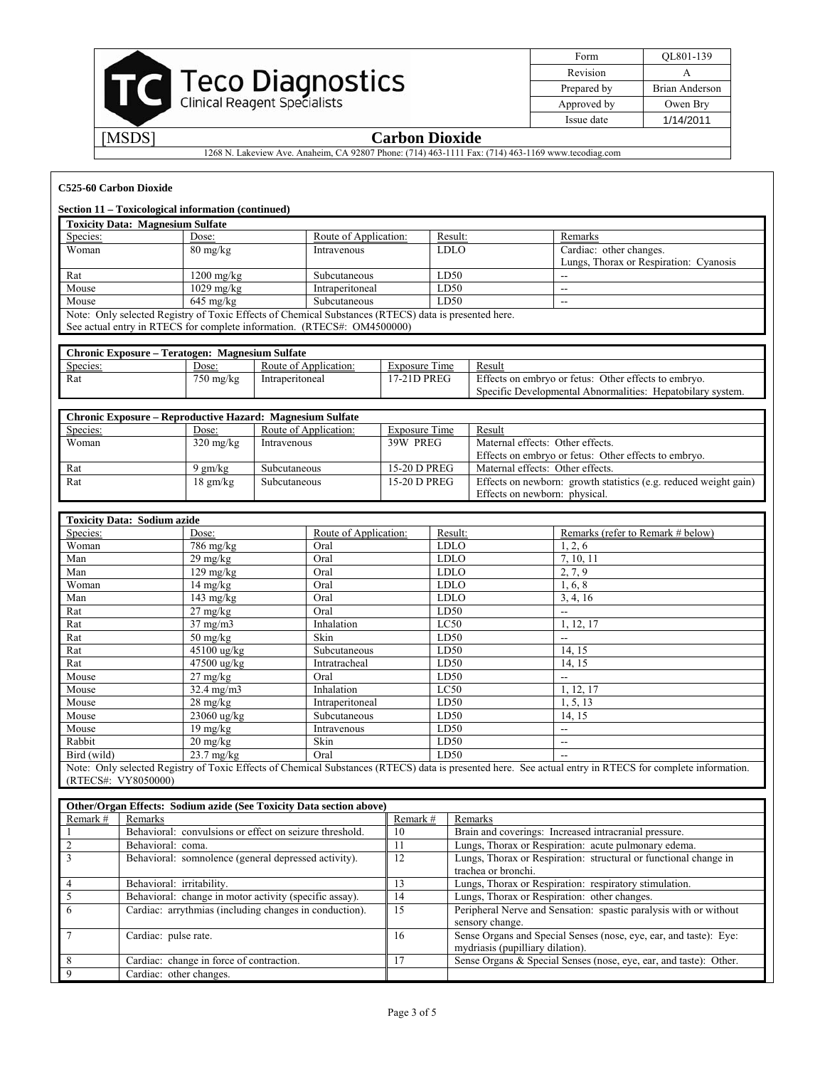**C525-60 Carbon Dioxide**

**Section 11 – Toxicological information (continued)**

| **Toxicity Data: Magnesium Sulfate** | | | | |
|---|---|---|---|---|
| Species: | Dose: | Route of Application: | Result: | Remarks |
| Woman | 80 mg/kg | Intravenous | LDLO | Cardiac: other changes. Lungs, Thorax or Respiration: Cyanosis |
| Rat | 1200 mg/kg | Subcutaneous | LD50 | -- |
| Mouse | 1029 mg/kg | Intraperitoneal | LD50 | -- |
| Mouse | 645 mg/kg | Subcutaneous | LD50 | -- |

Note: Only selected Registry of Toxic Effects of Chemical Substances (RTECS) data is presented here. See actual entry in RTECS for complete information. (RTECS#: OM4500000)

| **Chronic Exposure – Teratogen: Magnesium Sulfate** | | | | |
|---|---|---|---|---|
| Species: | Dose: | Route of Application: | Exposure Time | Result |
| Rat | 750 mg/kg | Intraperitoneal | 17-21D PREG | Effects on embryo or fetus: Other effects to embryo. Specific Developmental Abnormalities: Hepatobiliary system. |

| **Chronic Exposure – Reproductive Hazard: Magnesium Sulfate** | | | | |
|---|---|---|---|---|
| Species: | Dose: | Route of Application: | Exposure Time | Result |
| Woman | 320 mg/kg | Intravenous | 39W PREG | Maternal effects: Other effects. Effects on embryo or fetus: Other effects to embryo. |
| Rat | 9 gm/kg | Subcutaneous | 15-20 D PREG | Maternal effects: Other effects. |
| Rat | 18 gm/kg | Subcutaneous | 15-20 D PREG | Effects on newborn: growth statistics (e.g. reduced weight gain) Effects on newborn: physical. |

| **Toxicity Data: Sodium azide** | | | | |
|---|---|---|---|---|
| Species: | Dose: | Route of Application: | Result: | Remarks (refer to Remark # below) |
| Woman | 786 mg/kg | Oral | LDLO | 1, 2, 6 |
| Man | 29 mg/kg | Oral | LDLO | 7, 10, 11 |
| Man | 129 mg/kg | Oral | LDLO | 2, 7, 9 |
| Woman | 14 mg/kg | Oral | LDLO | 1, 6, 8 |
| Man | 143 mg/kg | Oral | LDLO | 3, 4, 16 |
| Rat | 27 mg/kg | Oral | LD50 | -- |
| Rat | 37 mg/m3 | Inhalation | LC50 | 1, 12, 17 |
| Rat | 50 mg/kg | Skin | LD50 | -- |
| Rat | 45100 ug/kg | Subcutaneous | LD50 | 14, 15 |
| Rat | 47500 ug/kg | Intratracheal | LD50 | 14, 15 |
| Mouse | 27 mg/kg | Oral | LD50 | -- |
| Mouse | 32.4 mg/m3 | Inhalation | LC50 | 1, 12, 17 |
| Mouse | 28 mg/kg | Intraperitoneal | LD50 | 1, 5, 13 |
| Mouse | 23060 ug/kg | Subcutaneous | LD50 | 14, 15 |
| Mouse | 19 mg/kg | Intravenous | LD50 | -- |
| Rabbit | 20 mg/kg | Skin | LD50 | -- |
| Bird (wild) | 23.7 mg/kg | Oral | LD50 | -- |

Note: Only selected Registry of Toxic Effects of Chemical Substances (RTECS) data is presented here. See actual entry in RTECS for complete information. (RTECS#: VY8050000)

| **Other/Organ Effects: Sodium azide (See Toxicity Data section above)** | | | |
|---|---|---|---|
| Remark # | Remarks | Remark # | Remarks |
| 1 | Behavioral: convulsions or effect on seizure threshold. | 10 | Brain and coverings: Increased intracranial pressure. |
| 2 | Behavioral: coma. | 11 | Lungs, Thorax or Respiration: acute pulmonary edema. |
| 3 | Behavioral: somnolence (general depressed activity). | 12 | Lungs, Thorax or Respiration: structural or functional change in trachea or bronchi. |
| 4 | Behavioral: irritability. | 13 | Lungs, Thorax or Respiration: respiratory stimulation. |
| 5 | Behavioral: change in motor activity (specific assay). | 14 | Lungs, Thorax or Respiration: other changes. |
| 6 | Cardiac: arrythmias (including changes in conduction). | 15 | Peripheral Nerve and Sensation: spastic paralysis with or without sensory change. |
| 7 | Cardiac: pulse rate. | 16 | Sense Organs and Special Senses (nose, eye, ear, and taste): Eye: mydriasis (pupilliary dilation). |
| 8 | Cardiac: change in force of contraction. | 17 | Sense Organs & Special Senses (nose, eye, ear, and taste): Other. |
| 9 | Cardiac: other changes. | | |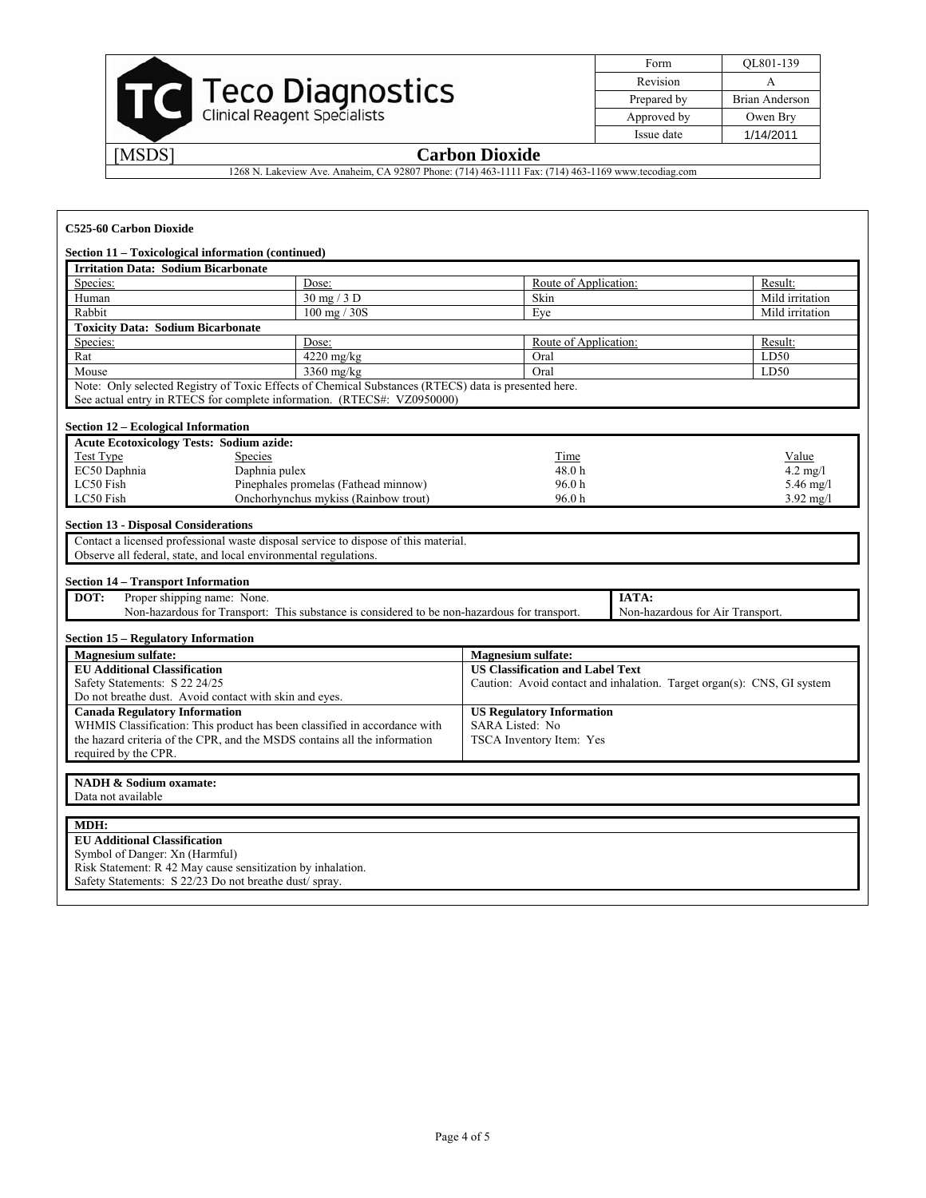**C525-60 Carbon Dioxide**

**Section 11 – Toxicological information (continued)**

| **Irritation Data: Sodium Bicarbonate** | | | |
|---|---|---|---|
| Species: | Dose: | Route of Application: | Result: |
| Human | 30 mg / 3 D | Skin | Mild irritation |
| Rabbit | 100 mg / 30S | Eye | Mild irritation |
| **Toxicity Data: Sodium Bicarbonate** | | | |
| Species: | Dose: | Route of Application: | Result: |
| Rat | 4220 mg/kg | Oral | LD50 |
| Mouse | 3360 mg/kg | Oral | LD50 |

Note: Only selected Registry of Toxic Effects of Chemical Substances (RTECS) data is presented here.
See actual entry in RTECS for complete information. (RTECS#: VZ0950000)

**Section 12 – Ecological Information**

| **Acute Ecotoxicology Tests: Sodium azide:** | | | |
|---|---|---|---|
| Test Type | Species | Time | Value |
| EC50 Daphnia | Daphnia pulex | 48.0 h | 4.2 mg/l |
| LC50 Fish | Pinephales promelas (Fathead minnow) | 96.0 h | 5.46 mg/l |
| LC50 Fish | Onchorhynchus mykiss (Rainbow trout) | 96.0 h | 3.92 mg/l |

**Section 13 - Disposal Considerations**

Contact a licensed professional waste disposal service to dispose of this material.
Observe all federal, state, and local environmental regulations.

**Section 14 – Transport Information**

| **DOT:** | **IATA:** |
|---|---|
| Proper shipping name: None.<br>Non-hazardous for Transport: This substance is considered to be non-hazardous for transport. | Non-hazardous for Air Transport. |

**Section 15 – Regulatory Information**

| **Magnesium sulfate:** | **Magnesium sulfate:** |
|---|---|
| **EU Additional Classification**<br>Safety Statements: S 22 24/25<br>Do not breathe dust. Avoid contact with skin and eyes. | **US Classification and Label Text**<br>Caution: Avoid contact and inhalation. Target organ(s): CNS, GI system |
| **Canada Regulatory Information**<br>WHMIS Classification: This product has been classified in accordance with the hazard criteria of the CPR, and the MSDS contains all the information required by the CPR. | **US Regulatory Information**<br>SARA Listed: No<br>TSCA Inventory Item: Yes |

**NADH & Sodium oxamate:**
Data not available

**MDH:**

**EU Additional Classification**
Symbol of Danger: Xn (Harmful)
Risk Statement: R 42 May cause sensitization by inhalation.
Safety Statements: S 22/23 Do not breathe dust/ spray.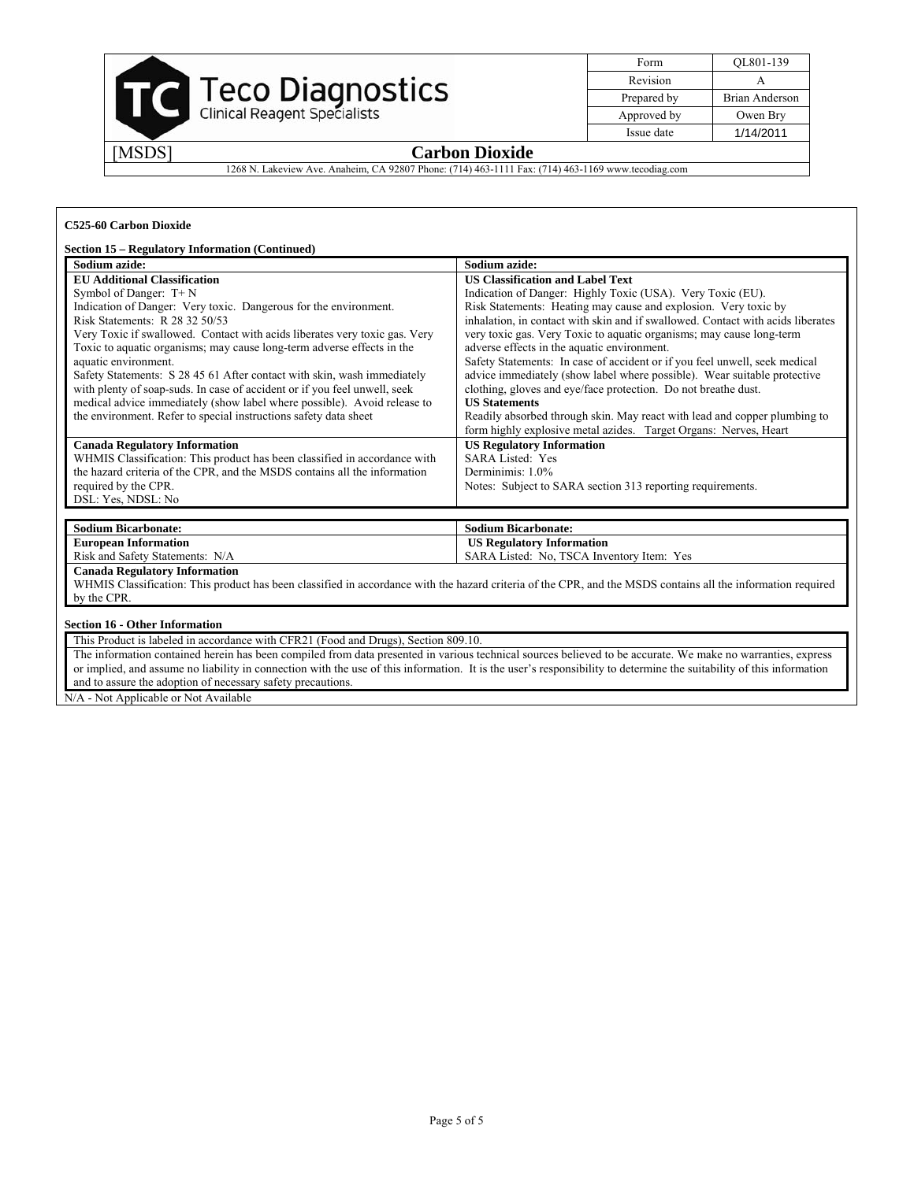**C525-60 Carbon Dioxide**

**Section 15 – Regulatory Information (Continued)**

| Sodium azide: | Sodium azide: |
|---|---|
| **EU Additional Classification**<br>Symbol of Danger: T+ N<br>Indication of Danger: Very toxic. Dangerous for the environment.<br>Risk Statements: R 28 32 50/53<br>Very Toxic if swallowed. Contact with acids liberates very toxic gas. Very Toxic to aquatic organisms; may cause long-term adverse effects in the aquatic environment.<br>Safety Statements: S 28 45 61 After contact with skin, wash immediately with plenty of soap-suds. In case of accident or if you feel unwell, seek medical advice immediately (show label where possible). Avoid release to the environment. Refer to special instructions safety data sheet | **US Classification and Label Text**<br>Indication of Danger: Highly Toxic (USA). Very Toxic (EU).<br>Risk Statements: Heating may cause and explosion. Very toxic by inhalation, in contact with skin and if swallowed. Contact with acids liberates very toxic gas. Very Toxic to aquatic organisms; may cause long-term adverse effects in the aquatic environment.<br>Safety Statements: In case of accident or if you feel unwell, seek medical advice immediately (show label where possible). Wear suitable protective clothing, gloves and eye/face protection. Do not breathe dust.<br>**US Statements**<br>Readily absorbed through skin. May react with lead and copper plumbing to form highly explosive metal azides. Target Organs: Nerves, Heart |
| **Canada Regulatory Information**<br>WHMIS Classification: This product has been classified in accordance with the hazard criteria of the CPR, and the MSDS contains all the information required by the CPR.<br>DSL: Yes, NDSL: No | **US Regulatory Information**<br>SARA Listed: Yes<br>Derminimis: 1.0%<br>Notes: Subject to SARA section 313 reporting requirements. |

| Sodium Bicarbonate: | Sodium Bicarbonate: |
|---|---|
| **European Information**<br>Risk and Safety Statements: N/A | **US Regulatory Information**<br>SARA Listed: No, TSCA Inventory Item: Yes |
| **Canada Regulatory Information**<br>WHMIS Classification: This product has been classified in accordance with the hazard criteria of the CPR, and the MSDS contains all the information required by the CPR. | |

**Section 16 - Other Information**

This Product is labeled in accordance with CFR21 (Food and Drugs), Section 809.10.

The information contained herein has been compiled from data presented in various technical sources believed to be accurate. We make no warranties, express or implied, and assume no liability in connection with the use of this information. It is the user's responsibility to determine the suitability of this information and to assure the adoption of necessary safety precautions.

N/A - Not Applicable or Not Available